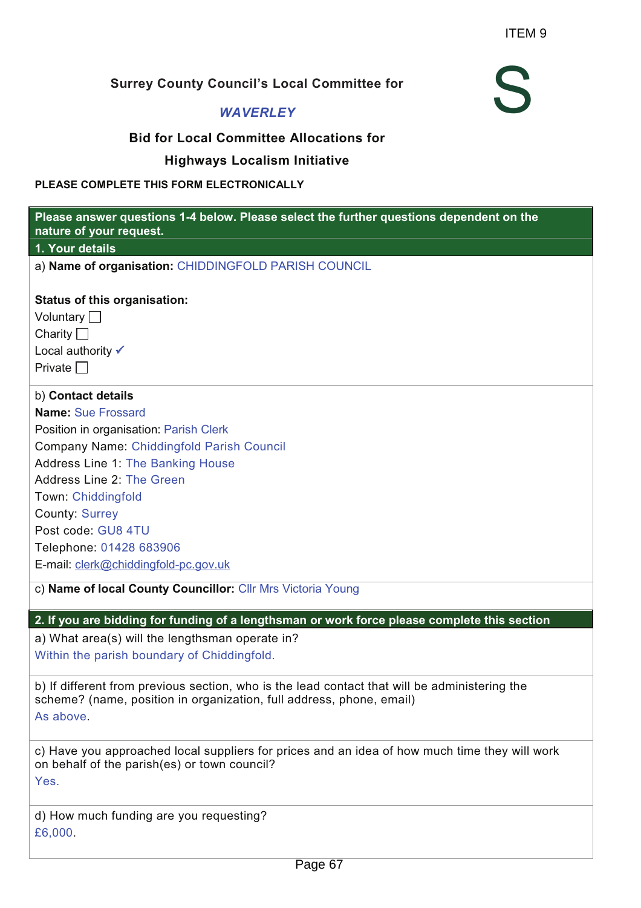ITEM 9

**Surrey County Council's Local Committee for**

***WAVERLEY***

S

**Bid for Local Committee Allocations for**

**Highways Localism Initiative**

**PLEASE COMPLETE THIS FORM ELECTRONICALLY**

**Please answer questions 1-4 below. Please select the further questions dependent on the nature of your request.**

**1. Your details**

a) **Name of organisation:** CHIDDINGFOLD PARISH COUNCIL

**Status of this organisation:**

Voluntary ☐
Charity ☐
Local authority ✓
Private ☐

b) **Contact details**

**Name:** Sue Frossard
Position in organisation: Parish Clerk
Company Name: Chiddingfold Parish Council
Address Line 1: The Banking House
Address Line 2: The Green
Town: Chiddingfold
County: Surrey
Post code: GU8 4TU
Telephone: 01428 683906
E-mail: clerk@chiddingfold-pc.gov.uk

c) **Name of local County Councillor:** Cllr Mrs Victoria Young

**2. If you are bidding for funding of a lengthsman or work force please complete this section**

a) What area(s) will the lengthsman operate in?
Within the parish boundary of Chiddingfold.

b) If different from previous section, who is the lead contact that will be administering the scheme? (name, position in organization, full address, phone, email)
As above.

c) Have you approached local suppliers for prices and an idea of how much time they will work on behalf of the parish(es) or town council?
Yes.

d) How much funding are you requesting?
£6,000.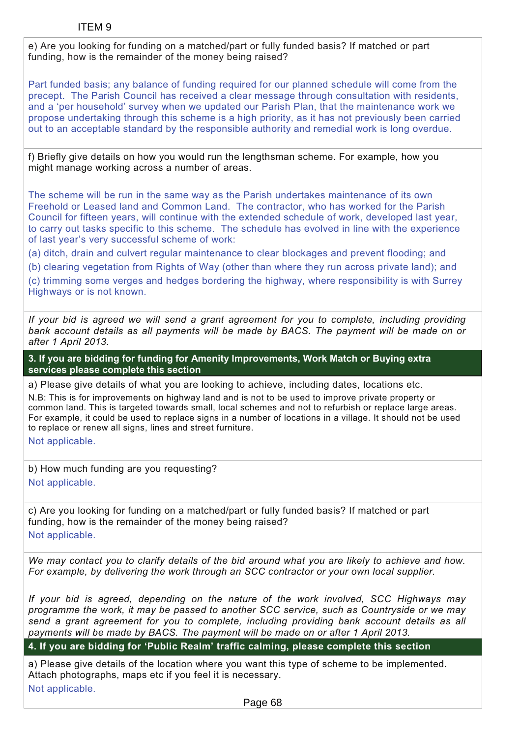e) Are you looking for funding on a matched/part or fully funded basis? If matched or part funding, how is the remainder of the money being raised?

Part funded basis; any balance of funding required for our planned schedule will come from the precept. The Parish Council has received a clear message through consultation with residents, and a 'per household' survey when we updated our Parish Plan, that the maintenance work we propose undertaking through this scheme is a high priority, as it has not previously been carried out to an acceptable standard by the responsible authority and remedial work is long overdue.

f) Briefly give details on how you would run the lengthsman scheme. For example, how you might manage working across a number of areas.

The scheme will be run in the same way as the Parish undertakes maintenance of its own Freehold or Leased land and Common Land. The contractor, who has worked for the Parish Council for fifteen years, will continue with the extended schedule of work, developed last year, to carry out tasks specific to this scheme. The schedule has evolved in line with the experience of last year's very successful scheme of work:

(a) ditch, drain and culvert regular maintenance to clear blockages and prevent flooding; and

(b) clearing vegetation from Rights of Way (other than where they run across private land); and

(c) trimming some verges and hedges bordering the highway, where responsibility is with Surrey Highways or is not known.

*If your bid is agreed we will send a grant agreement for you to complete, including providing bank account details as all payments will be made by BACS. The payment will be made on or after 1 April 2013.*

## 3. If you are bidding for funding for Amenity Improvements, Work Match or Buying extra services please complete this section

a) Please give details of what you are looking to achieve, including dates, locations etc.

N.B: This is for improvements on highway land and is not to be used to improve private property or common land. This is targeted towards small, local schemes and not to refurbish or replace large areas. For example, it could be used to replace signs in a number of locations in a village. It should not be used to replace or renew all signs, lines and street furniture.

Not applicable.

b) How much funding are you requesting?

Not applicable.

c) Are you looking for funding on a matched/part or fully funded basis? If matched or part funding, how is the remainder of the money being raised?

Not applicable.

*We may contact you to clarify details of the bid around what you are likely to achieve and how. For example, by delivering the work through an SCC contractor or your own local supplier.*

*If your bid is agreed, depending on the nature of the work involved, SCC Highways may programme the work, it may be passed to another SCC service, such as Countryside or we may send a grant agreement for you to complete, including providing bank account details as all payments will be made by BACS. The payment will be made on or after 1 April 2013.*

## 4. If you are bidding for 'Public Realm' traffic calming, please complete this section

a) Please give details of the location where you want this type of scheme to be implemented. Attach photographs, maps etc if you feel it is necessary.

Not applicable.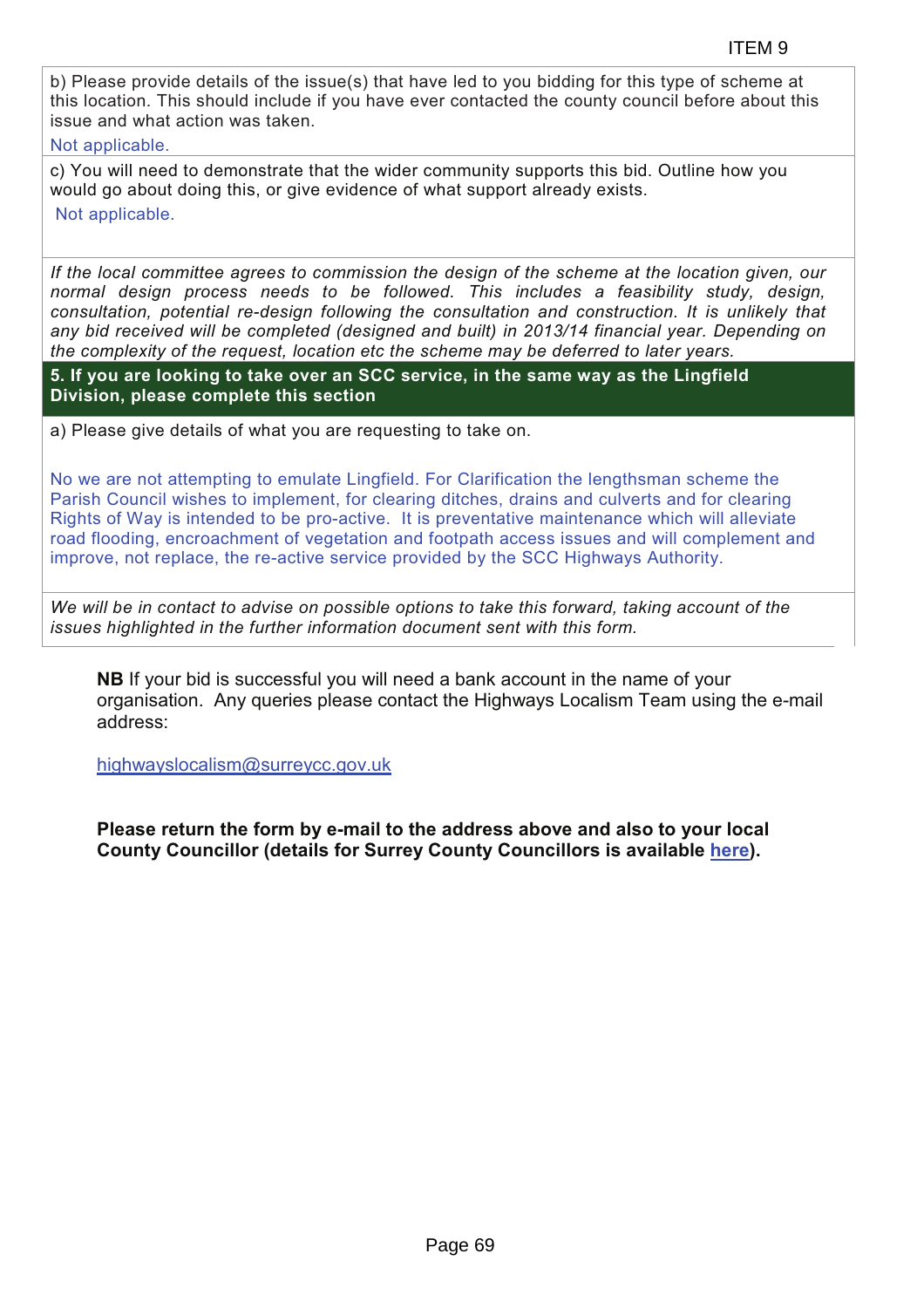b) Please provide details of the issue(s) that have led to you bidding for this type of scheme at this location. This should include if you have ever contacted the county council before about this issue and what action was taken.

Not applicable.

c) You will need to demonstrate that the wider community supports this bid. Outline how you would go about doing this, or give evidence of what support already exists.

Not applicable.

*If the local committee agrees to commission the design of the scheme at the location given, our normal design process needs to be followed. This includes a feasibility study, design, consultation, potential re-design following the consultation and construction. It is unlikely that any bid received will be completed (designed and built) in 2013/14 financial year. Depending on the complexity of the request, location etc the scheme may be deferred to later years.*

**5. If you are looking to take over an SCC service, in the same way as the Lingfield Division, please complete this section**

a) Please give details of what you are requesting to take on.

No we are not attempting to emulate Lingfield. For Clarification the lengthsman scheme the Parish Council wishes to implement, for clearing ditches, drains and culverts and for clearing Rights of Way is intended to be pro-active. It is preventative maintenance which will alleviate road flooding, encroachment of vegetation and footpath access issues and will complement and improve, not replace, the re-active service provided by the SCC Highways Authority.

*We will be in contact to advise on possible options to take this forward, taking account of the issues highlighted in the further information document sent with this form.*

**NB** If your bid is successful you will need a bank account in the name of your organisation. Any queries please contact the Highways Localism Team using the e-mail address:

highwayslocalism@surreycc.gov.uk

**Please return the form by e-mail to the address above and also to your local County Councillor (details for Surrey County Councillors is available here).**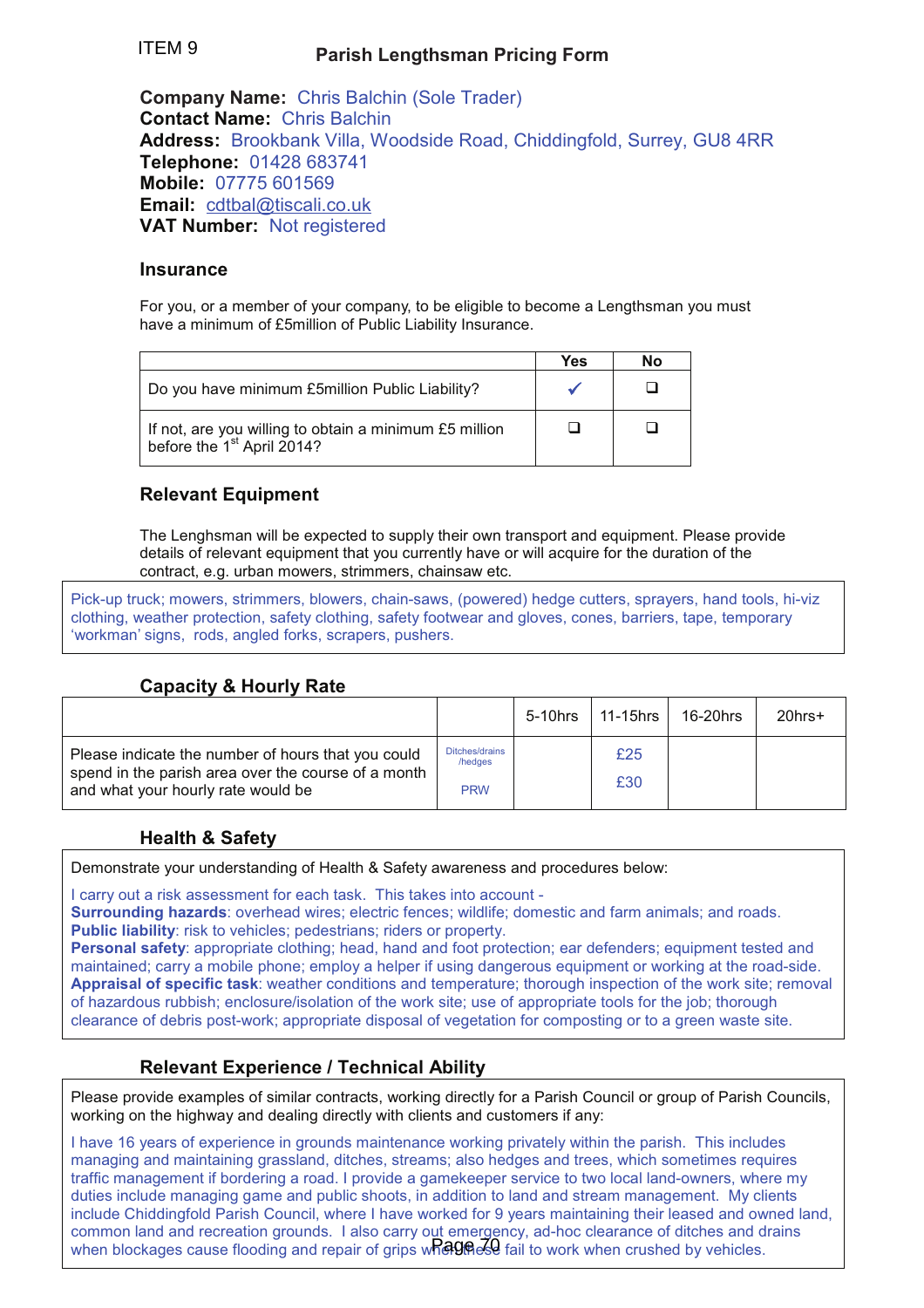ITEM 9

# Parish Lengthsman Pricing Form

**Company Name:** Chris Balchin (Sole Trader)
**Contact Name:** Chris Balchin
**Address:** Brookbank Villa, Woodside Road, Chiddingfold, Surrey, GU8 4RR
**Telephone:** 01428 683741
**Mobile:** 07775 601569
**Email:** cdtbal@tiscali.co.uk
**VAT Number:** Not registered

## Insurance

For you, or a member of your company, to be eligible to become a Lengthsman you must have a minimum of £5million of Public Liability Insurance.

| | Yes | No |
|---|---|---|
| Do you have minimum £5million Public Liability? | ✓ | ❑ |
| If not, are you willing to obtain a minimum £5 million before the 1st April 2014? | ❑ | ❑ |

## Relevant Equipment

The Lenghsman will be expected to supply their own transport and equipment. Please provide details of relevant equipment that you currently have or will acquire for the duration of the contract, e.g. urban mowers, strimmers, chainsaw etc.

Pick-up truck; mowers, strimmers, blowers, chain-saws, (powered) hedge cutters, sprayers, hand tools, hi-viz clothing, weather protection, safety clothing, safety footwear and gloves, cones, barriers, tape, temporary 'workman' signs, rods, angled forks, scrapers, pushers.

## Capacity & Hourly Rate

| | | 5-10hrs | 11-15hrs | 16-20hrs | 20hrs+ |
|---|---|---|---|---|---|
| Please indicate the number of hours that you could spend in the parish area over the course of a month and what your hourly rate would be | Ditches/drains /hedges<br>PRW | | £25<br>£30 | | |

## Health & Safety

Demonstrate your understanding of Health & Safety awareness and procedures below:

I carry out a risk assessment for each task. This takes into account -
**Surrounding hazards**: overhead wires; electric fences; wildlife; domestic and farm animals; and roads.
**Public liability**: risk to vehicles; pedestrians; riders or property.
**Personal safety**: appropriate clothing; head, hand and foot protection; ear defenders; equipment tested and maintained; carry a mobile phone; employ a helper if using dangerous equipment or working at the road-side.
**Appraisal of specific task**: weather conditions and temperature; thorough inspection of the work site; removal of hazardous rubbish; enclosure/isolation of the work site; use of appropriate tools for the job; thorough clearance of debris post-work; appropriate disposal of vegetation for composting or to a green waste site.

## Relevant Experience / Technical Ability

Please provide examples of similar contracts, working directly for a Parish Council or group of Parish Councils, working on the highway and dealing directly with clients and customers if any:

I have 16 years of experience in grounds maintenance working privately within the parish. This includes managing and maintaining grassland, ditches, streams; also hedges and trees, which sometimes requires traffic management if bordering a road. I provide a gamekeeper service to two local land-owners, where my duties include managing game and public shoots, in addition to land and stream management. My clients include Chiddingfold Parish Council, where I have worked for 9 years maintaining their leased and owned land, common land and recreation grounds. I also carry out emergency, ad-hoc clearance of ditches and drains when blockages cause flooding and repair of grips where these fail to work when crushed by vehicles.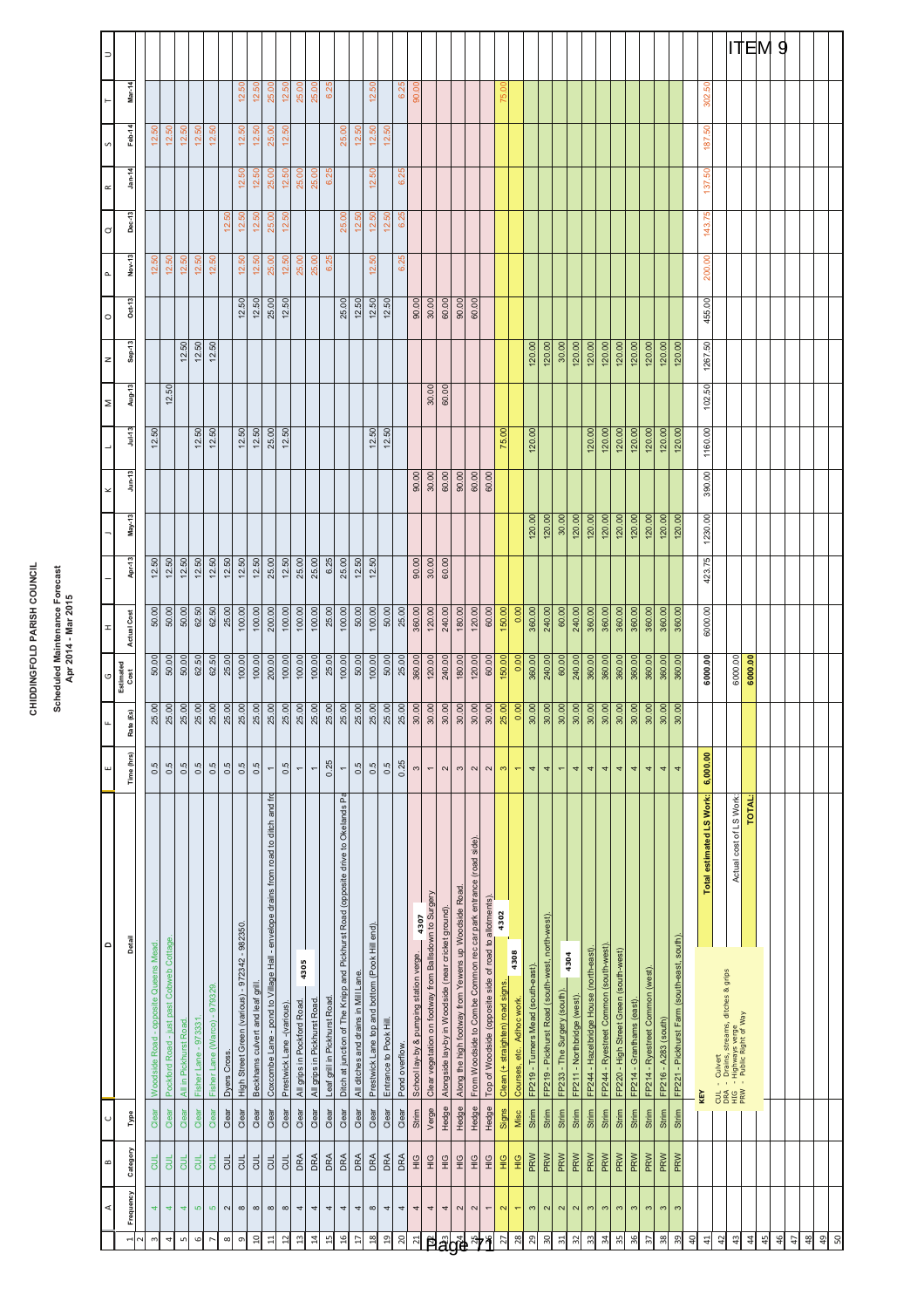# CHIDDINGFOLD PARISH COUNCIL

## Scheduled Maintenance Forecast
### Apr 2014 - Mar 2015

**ITEM 9**

| Frequency | Category | Type | Detail | Time (hrs) | Rate (£s) | Estimated Cost | Actual Cost | Apr-13 | May-13 | Jun-13 | Jul-13 | Aug-13 | Sep-13 | Oct-13 | Nov-13 | Dec-13 | Jan-14 | Feb-14 | Mar-14 |
|---|---|---|---|---|---|---|---|---|---|---|---|---|---|---|---|---|---|---|---|
| 4 | CUL | Clear | Woodside Road - opposite Queens Mead. | 0.5 | 25.00 | 50.00 | 50.00 | 12.50 | | | 12.50 | | | | 12.50 | | | 12.50 | |
| 4 | CUL | Clear | Pockford Road - just past Cobweb Cottage. | 0.5 | 25.00 | 50.00 | 50.00 | 12.50 | | | | 12.50 | | | 12.50 | | | 12.50 | |
| 4 | CUL | Clear | All in Pickhurst Road. | 0.5 | 25.00 | 50.00 | 50.00 | 12.50 | | | | | 12.50 | | 12.50 | | | 12.50 | |
| 5 | CUL | Clear | Fisher Lane - 973331. | 0.5 | 25.00 | 62.50 | 62.50 | 12.50 | | | 12.50 | | 12.50 | | 12.50 | | | 12.50 | |
| 5 | CUL | Clear | Fisher Lane (Warco) - 979329. | 0.5 | 25.00 | 62.50 | 62.50 | 12.50 | | | 12.50 | | 12.50 | | 12.50 | | | 12.50 | |
| 2 | CUL | Clear | Dyers Cross. | 0.5 | 25.00 | 25.00 | 25.00 | 12.50 | | | | | | | | 12.50 | | | |
| 8 | CUL | Clear | High Street Green (various) - 972342 - 982350. | 0.5 | 25.00 | 100.00 | 100.00 | 12.50 | | | 12.50 | | | 12.50 | 12.50 | 12.50 | 12.50 | 12.50 | 12.50 |
| 8 | CUL | Clear | Beckhams culvert and leaf grill. | 0.5 | 25.00 | 100.00 | 100.00 | 12.50 | | | 12.50 | | | 12.50 | 12.50 | 12.50 | 12.50 | 12.50 | 12.50 |
| 8 | CUL | Clear | Coxcombe Lane - pond to Village Hall - envelope drains from road to ditch and fr | 1 | 25.00 | 200.00 | 200.00 | 25.00 | | | 25.00 | | | 25.00 | 25.00 | 25.00 | 25.00 | 25.00 | 25.00 |
| 8 | CUL | Clear | Prestwick Lane -(various). | 0.5 | 25.00 | 100.00 | 100.00 | 12.50 | | | 12.50 | | | 12.50 | 12.50 | 12.50 | 12.50 | 12.50 | 12.50 |
| 4 | DRA | Clear | All grips in Pockford Road. | 1 | 25.00 | 100.00 | 100.00 | 25.00 | | | | | | | 25.00 | | 25.00 | | 25.00 |
| 4 | DRA | Clear | All grips in Pickhurst Road. | 1 | 25.00 | 100.00 | 100.00 | 25.00 | | | | | | | 25.00 | | 25.00 | | 25.00 |
| 4 | DRA | Clear | Leaf grill in Pickhurst Road. | 0.25 | 25.00 | 25.00 | 25.00 | 6.25 | | | | | | | 6.25 | | 6.25 | | 6.25 |
| 4 | DRA | Clear | Ditch at junction of The Knipp and Pickhurst Road (opposite drive to Okelands Pa | 1 | 25.00 | 100.00 | 100.00 | 25.00 | | | | | | 25.00 | | 25.00 | | 25.00 | |
| 4 | DRA | Clear | All ditches and drains in Mill Lane. | 0.5 | 25.00 | 50.00 | 50.00 | 12.50 | | | | | | 12.50 | | 12.50 | | 12.50 | |
| 8 | DRA | Clear | Prestwick Lane top and bottom (Pook Hill end). | 0.5 | 25.00 | 100.00 | 100.00 | 12.50 | | | 12.50 | | | 12.50 | 12.50 | 12.50 | 12.50 | 12.50 | 12.50 |
| 4 | DRA | Clear | Entrance to Pook Hill. | 0.5 | 25.00 | 50.00 | 50.00 | | | | 12.50 | | | 12.50 | | 12.50 | | 12.50 | |
| 4 | DRA | Clear | Pond overflow. | 0.25 | 25.00 | 25.00 | 25.00 | | | | | | | | 6.25 | 6.25 | 6.25 | | 6.25 |
| 4 | HIG | Strim | School lay-by & pumping station verge. | 3 | 30.00 | 360.00 | 360.00 | 90.00 | | 90.00 | | | | 90.00 | | | | | 90.00 |
| 4 | HIG | Verge | Clear vegetation on footway from Ballsdown to Surgery | 1 | 30.00 | 120.00 | 120.00 | 30.00 | | 30.00 | | 30.00 | | 30.00 | | | | | |
| 4 | HIG | Hedge | Alongside lay-by in Woodside (near cricket ground). | 2 | 30.00 | 240.00 | 240.00 | 60.00 | | 60.00 | | 60.00 | | 60.00 | | | | | |
| 2 | HIG | Hedge | Along the high footway from Yewens up Woodside Road. | 3 | 30.00 | 180.00 | 180.00 | | | 90.00 | | | | 90.00 | | | | | |
| 2 | HIG | Hedge | From Woodside to Combe Common rec car park entrance (road side). | 2 | 30.00 | 120.00 | 120.00 | | | 60.00 | | | | 60.00 | | | | | |
| 1 | HIG | Hedge | Top of Woodside (opposite side of road to allotments). | 2 | 30.00 | 60.00 | 60.00 | | | 60.00 | | | | | | | | | |
| 2 | HIG | Signs | Clean (+ straighten) road signs. | 3 | 25.00 | 150.00 | 150.00 | | | | 75.00 | | | | | | | | 75.00 |
| 1 | HIG | Misc | Courses, etc. Adhoc work. | 1 | 0.00 | 0.00 | 0.00 | | | | | | | | | | | | |
| 3 | PRW | Strim | FP219 - Turners Mead (south-east). | 4 | 30.00 | 360.00 | 360.00 | | 120.00 | | 120.00 | | 120.00 | | | | | | |
| 2 | PRW | Strim | FP219 - Pickhurst Road (south-west, north-west). | 4 | 30.00 | 240.00 | 240.00 | | 120.00 | | | | 120.00 | | | | | | |
| 2 | PRW | Strim | FP233 - The Surgery (south). | 1 | 30.00 | 60.00 | 60.00 | | 30.00 | | | | 30.00 | | | | | | |
| 2 | PRW | Strim | FP211 - Northbridge (west). | 4 | 30.00 | 240.00 | 240.00 | | 120.00 | | | | 120.00 | | | | | | |
| 3 | PRW | Strim | FP244 - Hazelbridge House (north-east). | 4 | 30.00 | 360.00 | 360.00 | | 120.00 | | 120.00 | | 120.00 | | | | | | |
| 3 | PRW | Strim | FP244 - Ryestreet Common (south-west). | 4 | 30.00 | 360.00 | 360.00 | | 120.00 | | 120.00 | | 120.00 | | | | | | |
| 3 | PRW | Strim | FP220 - High Street Green (south-west) | 4 | 30.00 | 360.00 | 360.00 | | 120.00 | | 120.00 | | 120.00 | | | | | | |
| 3 | PRW | Strim | FP214 - Granthams (east). | 4 | 30.00 | 360.00 | 360.00 | | 120.00 | | 120.00 | | 120.00 | | | | | | |
| 3 | PRW | Strim | FP214 - Ryestreet Common (west). | 4 | 30.00 | 360.00 | 360.00 | | 120.00 | | 120.00 | | 120.00 | | | | | | |
| 3 | PRW | Strim | FP216 - A283 (south) | 4 | 30.00 | 360.00 | 360.00 | | 120.00 | | 120.00 | | 120.00 | | | | | | |
| 3 | PRW | Strim | FP221 - Pickhurst Farm (south-east, south). | 4 | 30.00 | 360.00 | 360.00 | | 120.00 | | 120.00 | | 120.00 | | | | | | |
| | | | **Total estimated LS Work:** | **6,000.00** | | **6000.00** | 6000.00 | 423.75 | 1230.00 | 390.00 | 1160.00 | 102.50 | 1267.50 | 455.00 | 200.00 | 143.75 | 137.50 | 187.50 | 302.50 |
| | | | Actual cost of LS Work: | | | 6000.00 | | | | | | | | | | | | | |
| | | | **TOTAL:** | | | **6000.00** | | | | | | | | | | | | | |

**KEY**

- CUL - Culvert
- DRA - Drains, streams, ditches & grips
- HIG - Highways verge
- PRW - Public Right of Way